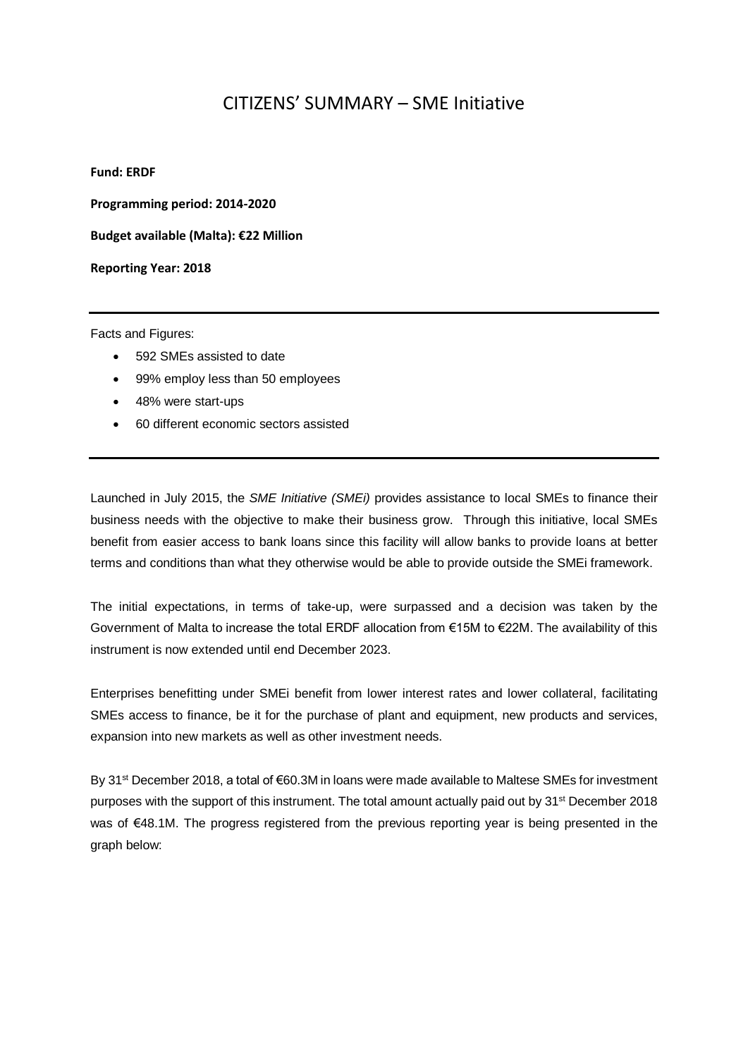# CITIZENS' SUMMARY – SME Initiative

**Fund: ERDF**

**Programming period: 2014-2020**

**Budget available (Malta): €22 Million**

**Reporting Year: 2018**

---

Facts and Figures:

- 592 SMEs assisted to date
- 99% employ less than 50 employees
- 48% were start-ups
- 60 different economic sectors assisted

---

Launched in July 2015, the *SME Initiative (SMEi)* provides assistance to local SMEs to finance their business needs with the objective to make their business grow. Through this initiative, local SMEs benefit from easier access to bank loans since this facility will allow banks to provide loans at better terms and conditions than what they otherwise would be able to provide outside the SMEi framework.

The initial expectations, in terms of take-up, were surpassed and a decision was taken by the Government of Malta to increase the total ERDF allocation from €15M to €22M. The availability of this instrument is now extended until end December 2023.

Enterprises benefitting under SMEi benefit from lower interest rates and lower collateral, facilitating SMEs access to finance, be it for the purchase of plant and equipment, new products and services, expansion into new markets as well as other investment needs.

By 31st December 2018, a total of €60.3M in loans were made available to Maltese SMEs for investment purposes with the support of this instrument. The total amount actually paid out by 31st December 2018 was of €48.1M. The progress registered from the previous reporting year is being presented in the graph below: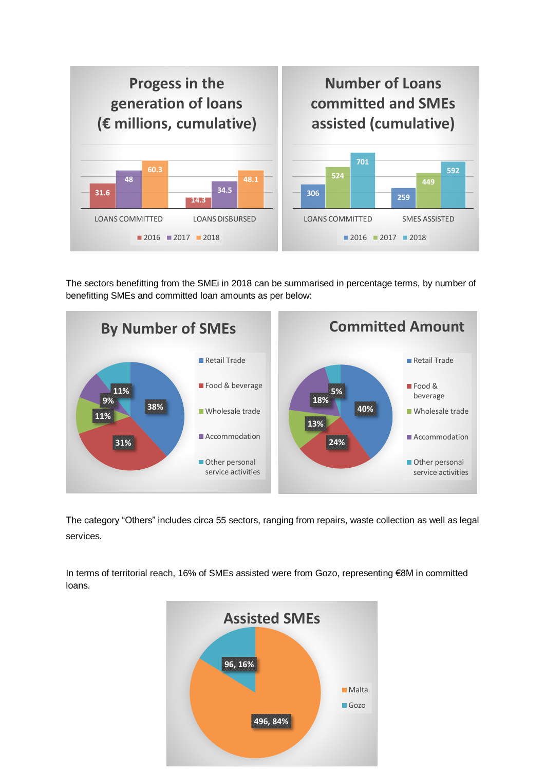**Progess in the generation of loans (€ millions, cumulative)**

| | 2016 | 2017 | 2018 |
|---|---|---|---|
| LOANS COMMITTED | 31.6 | 48 | 60.3 |
| LOANS DISBURSED | 14.3 | 34.5 | 48.1 |

**Number of Loans committed and SMEs assisted (cumulative)**

| | 2016 | 2017 | 2018 |
|---|---|---|---|
| LOANS COMMITTED | 306 | 524 | 701 |
| SMES ASSISTED | 259 | 449 | 592 |

The sectors benefitting from the SMEi in 2018 can be summarised in percentage terms, by number of benefitting SMEs and committed loan amounts as per below:

| Sector | By Number of SMEs | Committed Amount |
|---|---|---|
| Retail Trade | 38% | 40% |
| Food & beverage | 31% | 24% |
| Wholesale trade | 11% | 13% |
| Accommodation | 9% | 18% |
| Other personal service activities | 11% | 5% |

The category "Others" includes circa 55 sectors, ranging from repairs, waste collection as well as legal services.

In terms of territorial reach, 16% of SMEs assisted were from Gozo, representing €8M in committed loans.

**Assisted SMEs**

| | Number, % |
|---|---|
| Malta | 496, 84% |
| Gozo | 96, 16% |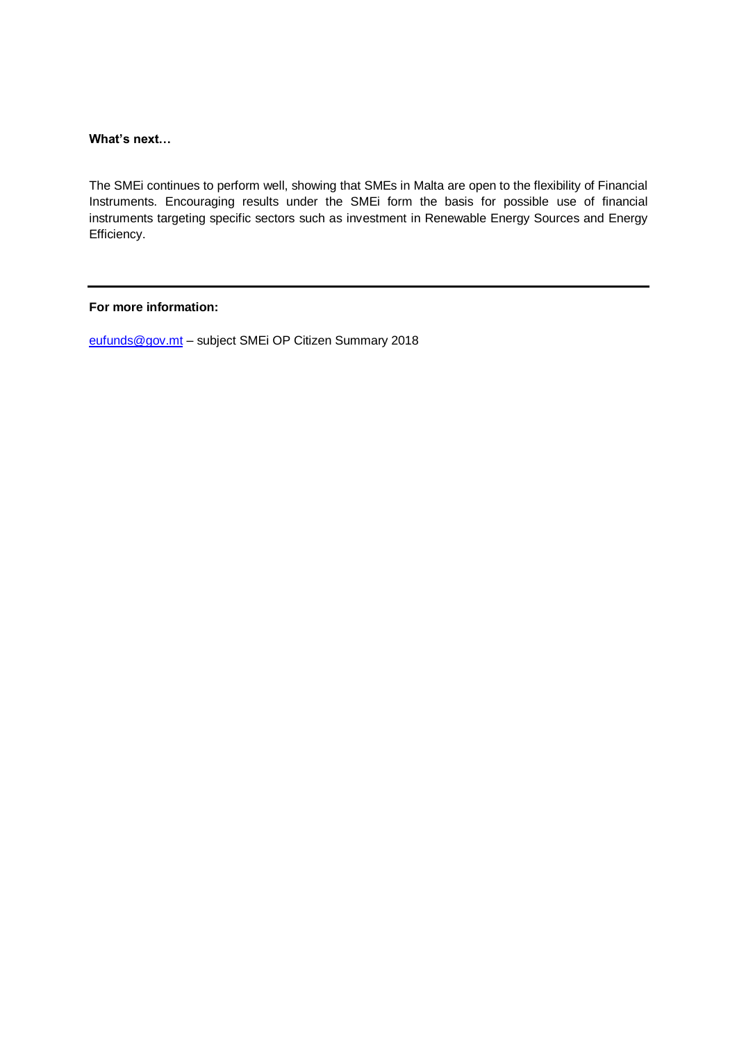**What's next…**

The SMEi continues to perform well, showing that SMEs in Malta are open to the flexibility of Financial Instruments. Encouraging results under the SMEi form the basis for possible use of financial instruments targeting specific sectors such as investment in Renewable Energy Sources and Energy Efficiency.

---

**For more information:**

eufunds@gov.mt – subject SMEi OP Citizen Summary 2018